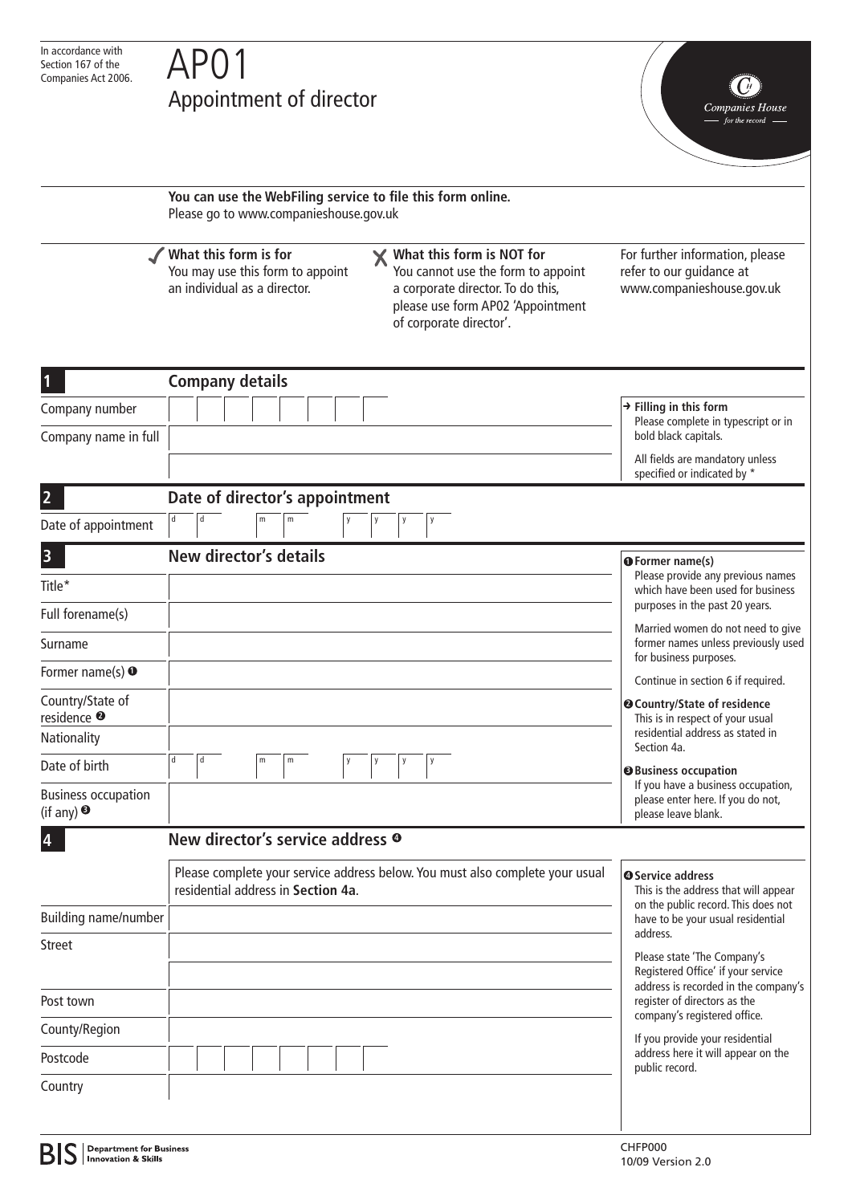In accordance with Section 167 of the Companies Act 2006.

# AP01
## Appointment of director

Companies House — for the record —

**You can use the WebFiling service to file this form online.**
Please go to www.companieshouse.gov.uk

✓ **What this form is for**
You may use this form to appoint an individual as a director.

✗ **What this form is NOT for**
You cannot use the form to appoint a corporate director. To do this, please use form AP02 'Appointment of corporate director'.

For further information, please refer to our guidance at www.companieshouse.gov.uk

## 1 Company details

| | |
|---|---|
| Company number | |
| Company name in full | |

→ **Filling in this form**
Please complete in typescript or in bold black capitals.

All fields are mandatory unless specified or indicated by *

## 2 Date of director's appointment

| | |
|---|---|
| Date of appointment | d d m m y y y y |

## 3 New director's details

| | |
|---|---|
| Title* | |
| Full forename(s) | |
| Surname | |
| Former name(s) ❶ | |
| Country/State of residence ❷ | |
| Nationality | |
| Date of birth | d d m m y y y y |
| Business occupation (if any) ❸ | |

❶ **Former name(s)**
Please provide any previous names which have been used for business purposes in the past 20 years.

Married women do not need to give former names unless previously used for business purposes.

Continue in section 6 if required.

❷ **Country/State of residence**
This is in respect of your usual residential address as stated in Section 4a.

❸ **Business occupation**
If you have a business occupation, please enter here. If you do not, please leave blank.

## 4 New director's service address ❹

Please complete your service address below. You must also complete your usual residential address in **Section 4a**.

| | |
|---|---|
| Building name/number | |
| Street | |
| | |
| Post town | |
| County/Region | |
| Postcode | |
| Country | |

❹ **Service address**
This is the address that will appear on the public record. This does not have to be your usual residential address.

Please state 'The Company's Registered Office' if your service address is recorded in the company's register of directors as the company's registered office.

If you provide your residential address here it will appear on the public record.

BIS | Department for Business Innovation & Skills

CHFP000
10/09 Version 2.0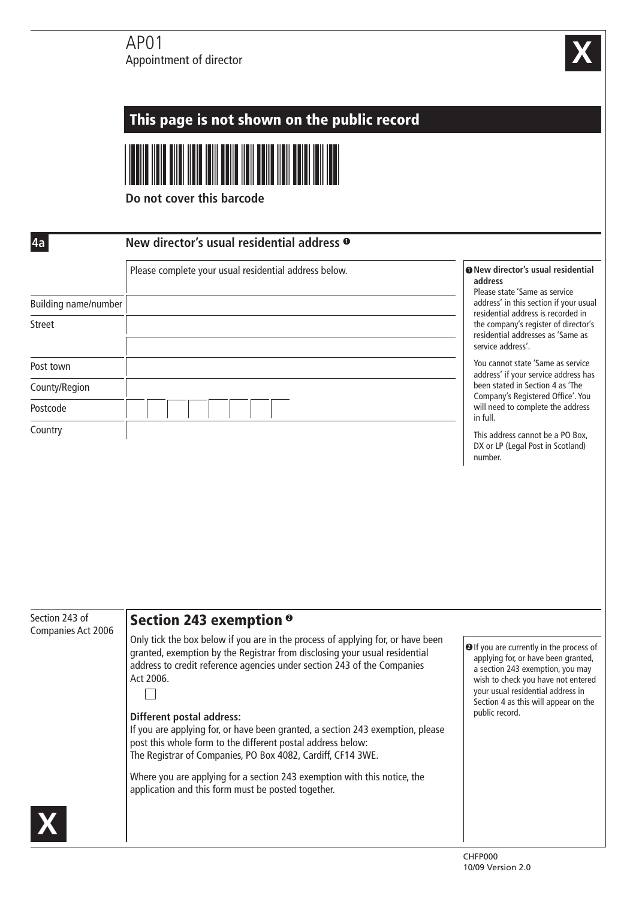# AP01
Appointment of director

## This page is not shown on the public record

**Do not cover this barcode**

### 4a New director's usual residential address ❶

Please complete your usual residential address below.

| | |
|---|---|
| Building name/number | |
| Street | |
| | |
| Post town | |
| County/Region | |
| Postcode | |
| Country | |

❶ **New director's usual residential address**
Please state 'Same as service address' in this section if your usual residential address is recorded in the company's register of director's residential addresses as 'Same as service address'.

You cannot state 'Same as service address' if your service address has been stated in Section 4 as 'The Company's Registered Office'. You will need to complete the address in full.

This address cannot be a PO Box, DX or LP (Legal Post in Scotland) number.

Section 243 of Companies Act 2006

### Section 243 exemption ❷

Only tick the box below if you are in the process of applying for, or have been granted, exemption by the Registrar from disclosing your usual residential address to credit reference agencies under section 243 of the Companies Act 2006.

☐

**Different postal address:**
If you are applying for, or have been granted, a section 243 exemption, please post this whole form to the different postal address below:
The Registrar of Companies, PO Box 4082, Cardiff, CF14 3WE.

Where you are applying for a section 243 exemption with this notice, the application and this form must be posted together.

❷ If you are currently in the process of applying for, or have been granted, a section 243 exemption, you may wish to check you have not entered your usual residential address in Section 4 as this will appear on the public record.

CHFP000
10/09 Version 2.0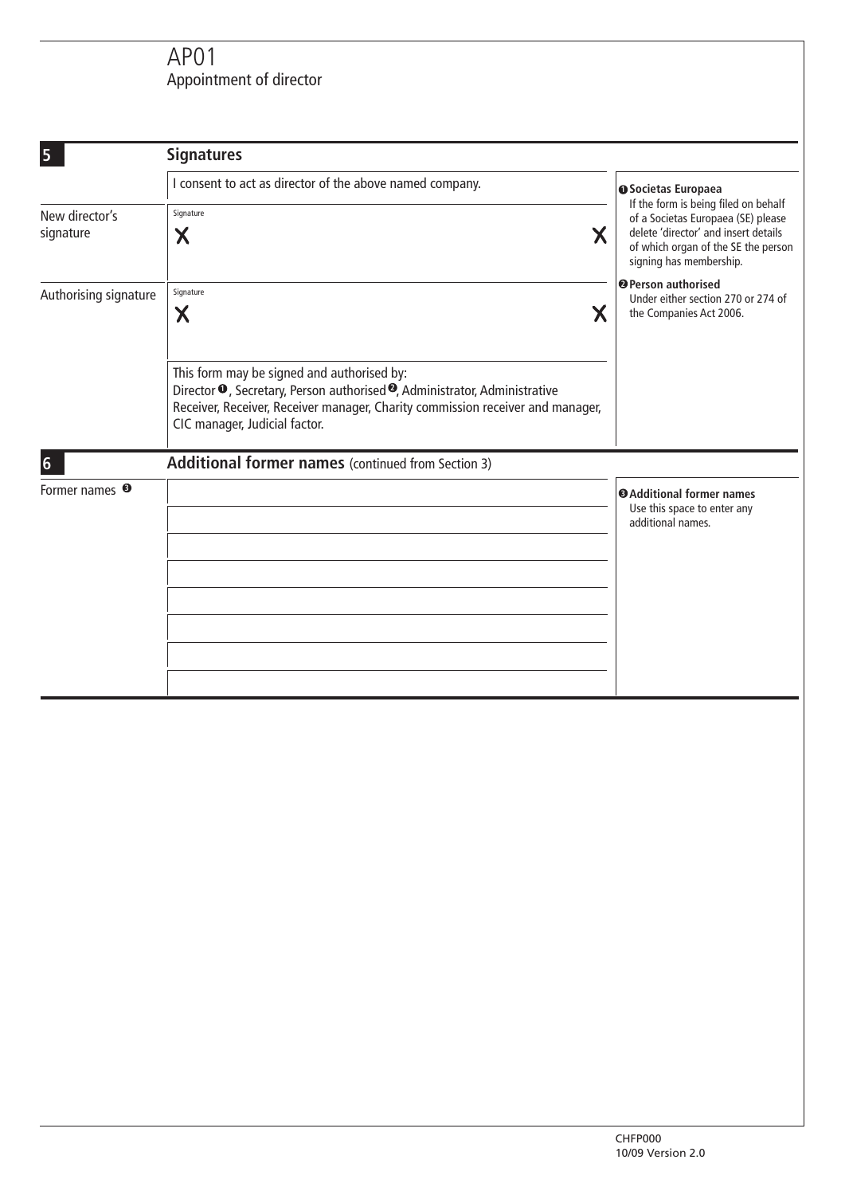# AP01
Appointment of director

## 5 Signatures

I consent to act as director of the above named company.

New director's signature

Signature

X X

Authorising signature

Signature

X X

This form may be signed and authorised by:
Director [1], Secretary, Person authorised [2], Administrator, Administrative Receiver, Receiver, Receiver manager, Charity commission receiver and manager, CIC manager, Judicial factor.

[1] **Societas Europaea**
If the form is being filed on behalf of a Societas Europaea (SE) please delete 'director' and insert details of which organ of the SE the person signing has membership.

[2] **Person authorised**
Under either section 270 or 274 of the Companies Act 2006.

## 6 Additional former names (continued from Section 3)

Former names [3]

|  |
|---|
|  |
|  |
|  |
|  |
|  |
|  |
|  |
|  |

[3] **Additional former names**
Use this space to enter any additional names.

CHFP000
10/09 Version 2.0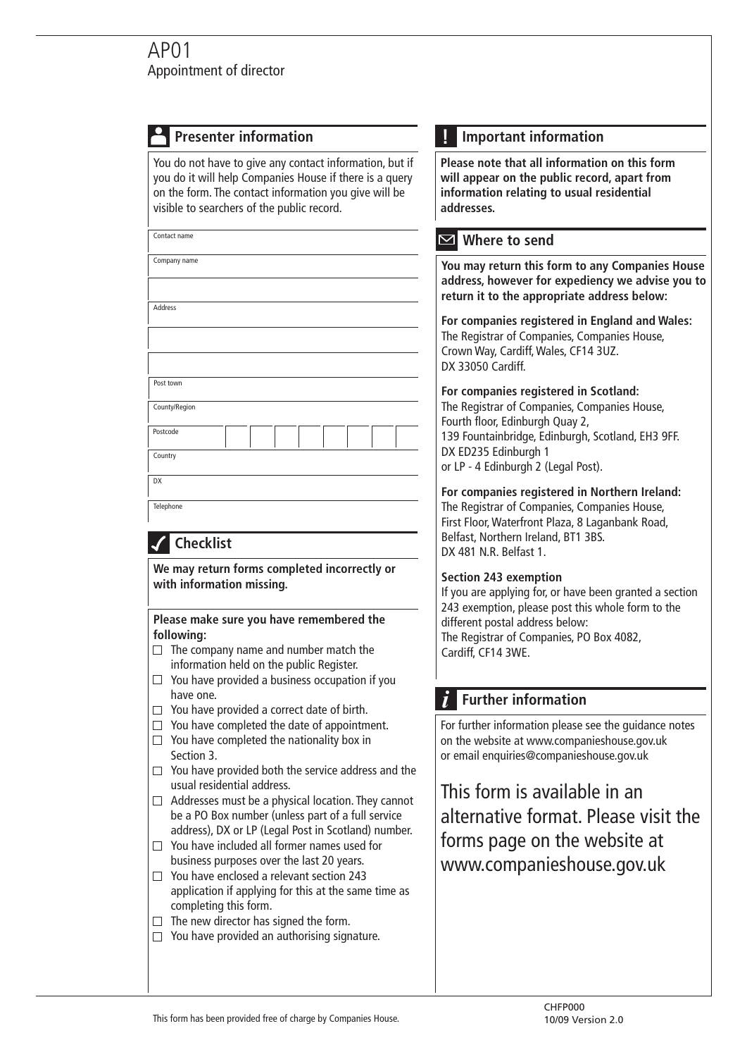# AP01

Appointment of director

## Presenter information

You do not have to give any contact information, but if you do it will help Companies House if there is a query on the form. The contact information you give will be visible to searchers of the public record.

Contact name

Company name

Address

Post town

County/Region

Postcode

Country

DX

Telephone

## Checklist

**We may return forms completed incorrectly or with information missing.**

**Please make sure you have remembered the following:**

- ☐ The company name and number match the information held on the public Register.
- ☐ You have provided a business occupation if you have one.
- ☐ You have provided a correct date of birth.
- ☐ You have completed the date of appointment.
- ☐ You have completed the nationality box in Section 3.
- ☐ You have provided both the service address and the usual residential address.
- ☐ Addresses must be a physical location. They cannot be a PO Box number (unless part of a full service address), DX or LP (Legal Post in Scotland) number.
- ☐ You have included all former names used for business purposes over the last 20 years.
- ☐ You have enclosed a relevant section 243 application if applying for this at the same time as completing this form.
- ☐ The new director has signed the form.
- ☐ You have provided an authorising signature.

## Important information

**Please note that all information on this form will appear on the public record, apart from information relating to usual residential addresses.**

## Where to send

**You may return this form to any Companies House address, however for expediency we advise you to return it to the appropriate address below:**

**For companies registered in England and Wales:**
The Registrar of Companies, Companies House, Crown Way, Cardiff, Wales, CF14 3UZ.
DX 33050 Cardiff.

**For companies registered in Scotland:**
The Registrar of Companies, Companies House, Fourth floor, Edinburgh Quay 2, 139 Fountainbridge, Edinburgh, Scotland, EH3 9FF.
DX ED235 Edinburgh 1
or LP - 4 Edinburgh 2 (Legal Post).

**For companies registered in Northern Ireland:**
The Registrar of Companies, Companies House, First Floor, Waterfront Plaza, 8 Laganbank Road, Belfast, Northern Ireland, BT1 3BS.
DX 481 N.R. Belfast 1.

**Section 243 exemption**
If you are applying for, or have been granted a section 243 exemption, please post this whole form to the different postal address below:
The Registrar of Companies, PO Box 4082, Cardiff, CF14 3WE.

## Further information

For further information please see the guidance notes on the website at www.companieshouse.gov.uk or email enquiries@companieshouse.gov.uk

This form is available in an alternative format. Please visit the forms page on the website at www.companieshouse.gov.uk

This form has been provided free of charge by Companies House.

CHFP000
10/09 Version 2.0